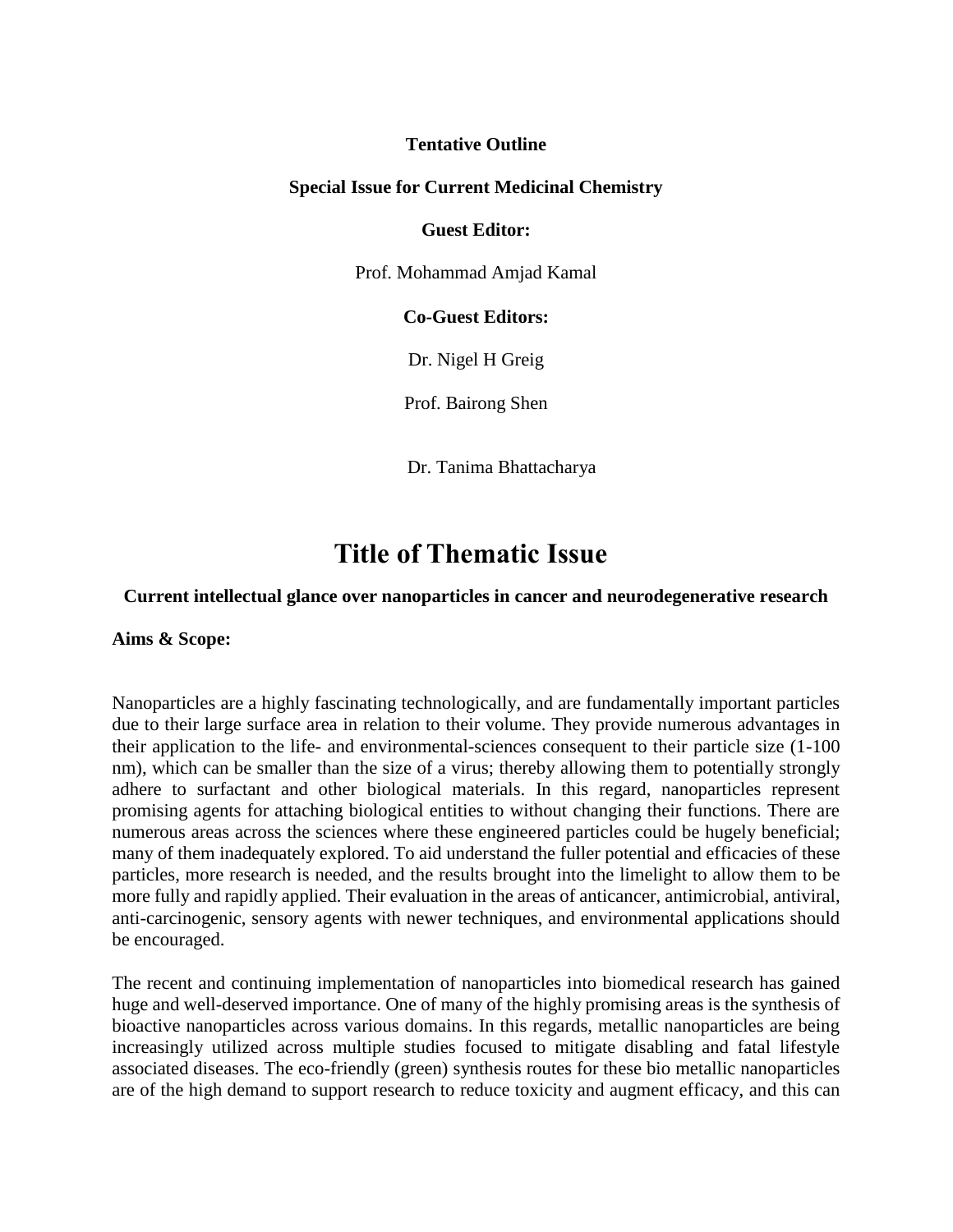**Tentative Outline**

**Special Issue for Current Medicinal Chemistry**

**Guest Editor:**

Prof. Mohammad Amjad Kamal

**Co-Guest Editors:**

Dr. Nigel H Greig

Prof. Bairong Shen

Dr. Tanima Bhattacharya

# Title of Thematic Issue

**Current intellectual glance over nanoparticles in cancer and neurodegenerative research**

**Aims & Scope:**

Nanoparticles are a highly fascinating technologically, and are fundamentally important particles due to their large surface area in relation to their volume. They provide numerous advantages in their application to the life- and environmental-sciences consequent to their particle size (1-100 nm), which can be smaller than the size of a virus; thereby allowing them to potentially strongly adhere to surfactant and other biological materials. In this regard, nanoparticles represent promising agents for attaching biological entities to without changing their functions. There are numerous areas across the sciences where these engineered particles could be hugely beneficial; many of them inadequately explored. To aid understand the fuller potential and efficacies of these particles, more research is needed, and the results brought into the limelight to allow them to be more fully and rapidly applied. Their evaluation in the areas of anticancer, antimicrobial, antiviral, anti-carcinogenic, sensory agents with newer techniques, and environmental applications should be encouraged.

The recent and continuing implementation of nanoparticles into biomedical research has gained huge and well-deserved importance. One of many of the highly promising areas is the synthesis of bioactive nanoparticles across various domains. In this regards, metallic nanoparticles are being increasingly utilized across multiple studies focused to mitigate disabling and fatal lifestyle associated diseases. The eco-friendly (green) synthesis routes for these bio metallic nanoparticles are of the high demand to support research to reduce toxicity and augment efficacy, and this can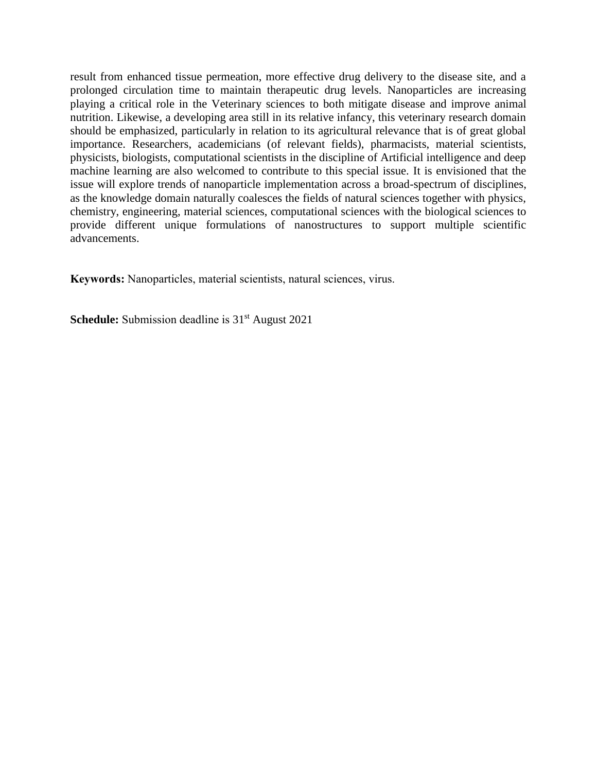result from enhanced tissue permeation, more effective drug delivery to the disease site, and a prolonged circulation time to maintain therapeutic drug levels. Nanoparticles are increasing playing a critical role in the Veterinary sciences to both mitigate disease and improve animal nutrition. Likewise, a developing area still in its relative infancy, this veterinary research domain should be emphasized, particularly in relation to its agricultural relevance that is of great global importance. Researchers, academicians (of relevant fields), pharmacists, material scientists, physicists, biologists, computational scientists in the discipline of Artificial intelligence and deep machine learning are also welcomed to contribute to this special issue. It is envisioned that the issue will explore trends of nanoparticle implementation across a broad-spectrum of disciplines, as the knowledge domain naturally coalesces the fields of natural sciences together with physics, chemistry, engineering, material sciences, computational sciences with the biological sciences to provide different unique formulations of nanostructures to support multiple scientific advancements.

**Keywords:** Nanoparticles, material scientists, natural sciences, virus.

**Schedule:** Submission deadline is 31st August 2021